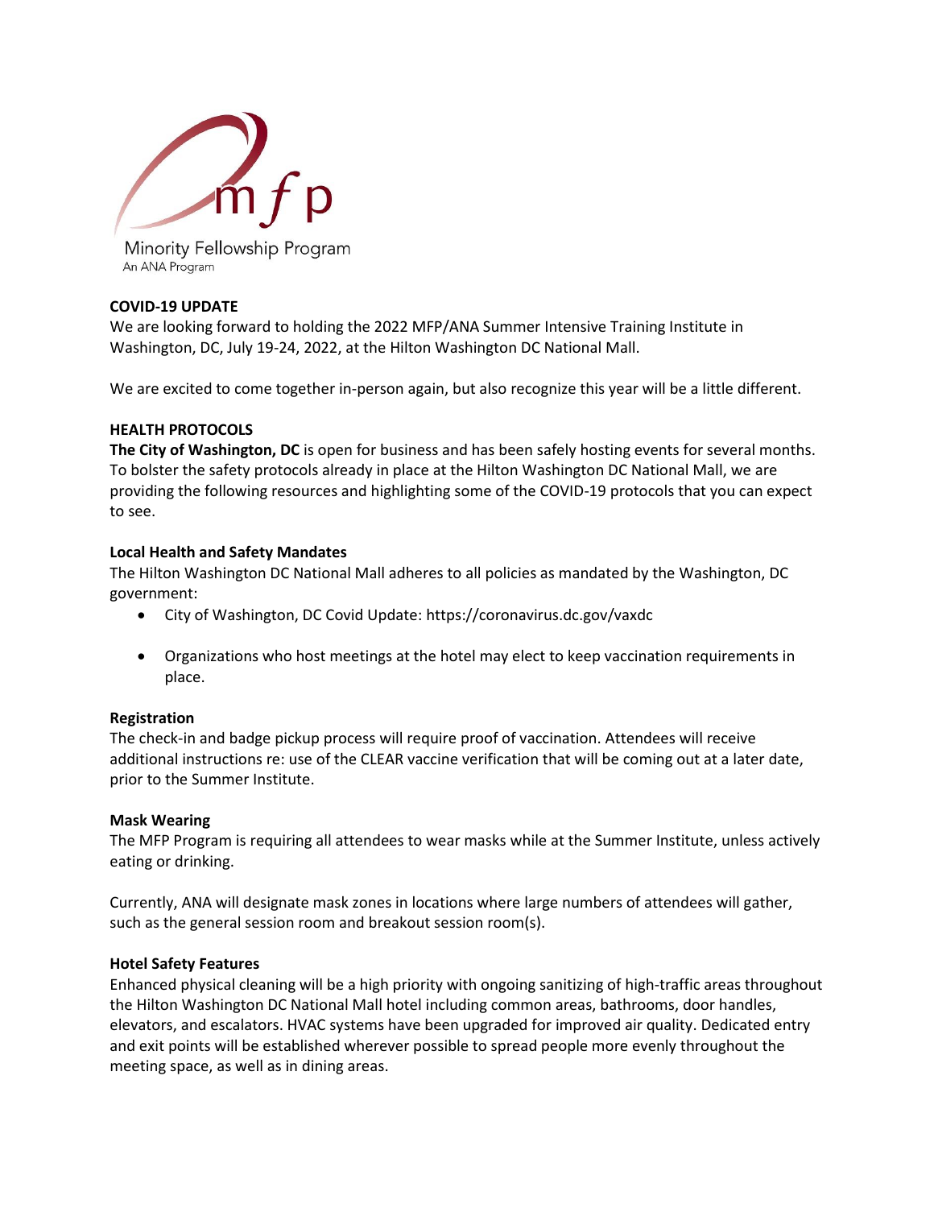mfp

Minority Fellowship Program

An ANA Program

**COVID-19 UPDATE**

We are looking forward to holding the 2022 MFP/ANA Summer Intensive Training Institute in Washington, DC, July 19-24, 2022, at the Hilton Washington DC National Mall.

We are excited to come together in-person again, but also recognize this year will be a little different.

**HEALTH PROTOCOLS**

**The City of Washington, DC** is open for business and has been safely hosting events for several months. To bolster the safety protocols already in place at the Hilton Washington DC National Mall, we are providing the following resources and highlighting some of the COVID-19 protocols that you can expect to see.

**Local Health and Safety Mandates**

The Hilton Washington DC National Mall adheres to all policies as mandated by the Washington, DC government:

- City of Washington, DC Covid Update: https://coronavirus.dc.gov/vaxdc
- Organizations who host meetings at the hotel may elect to keep vaccination requirements in place.

**Registration**

The check-in and badge pickup process will require proof of vaccination. Attendees will receive additional instructions re: use of the CLEAR vaccine verification that will be coming out at a later date, prior to the Summer Institute.

**Mask Wearing**

The MFP Program is requiring all attendees to wear masks while at the Summer Institute, unless actively eating or drinking.

Currently, ANA will designate mask zones in locations where large numbers of attendees will gather, such as the general session room and breakout session room(s).

**Hotel Safety Features**

Enhanced physical cleaning will be a high priority with ongoing sanitizing of high-traffic areas throughout the Hilton Washington DC National Mall hotel including common areas, bathrooms, door handles, elevators, and escalators. HVAC systems have been upgraded for improved air quality. Dedicated entry and exit points will be established wherever possible to spread people more evenly throughout the meeting space, as well as in dining areas.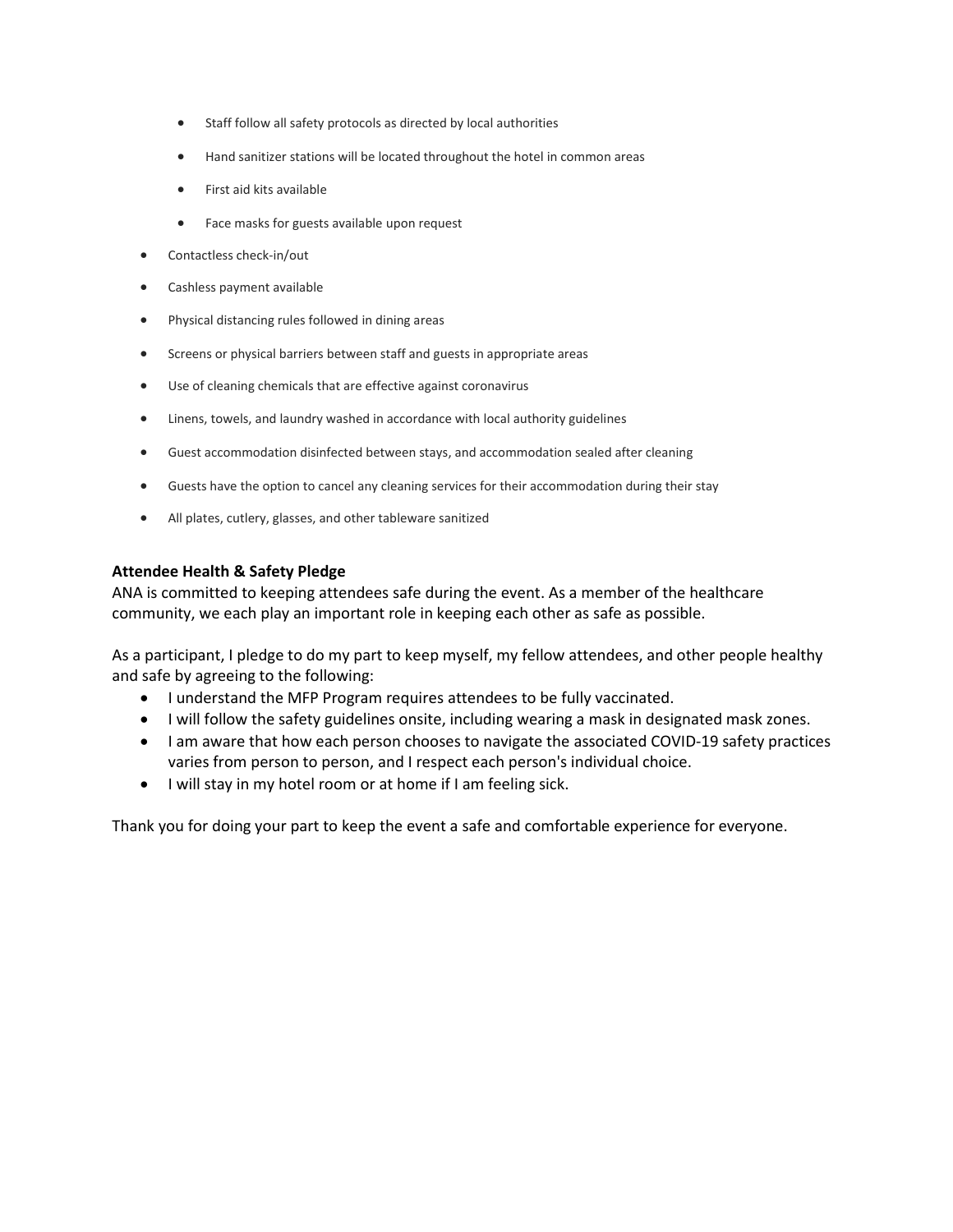- Staff follow all safety protocols as directed by local authorities
  - Hand sanitizer stations will be located throughout the hotel in common areas
  - First aid kits available
  - Face masks for guests available upon request
- Contactless check-in/out
- Cashless payment available
- Physical distancing rules followed in dining areas
- Screens or physical barriers between staff and guests in appropriate areas
- Use of cleaning chemicals that are effective against coronavirus
- Linens, towels, and laundry washed in accordance with local authority guidelines
- Guest accommodation disinfected between stays, and accommodation sealed after cleaning
- Guests have the option to cancel any cleaning services for their accommodation during their stay
- All plates, cutlery, glasses, and other tableware sanitized

**Attendee Health & Safety Pledge**

ANA is committed to keeping attendees safe during the event. As a member of the healthcare community, we each play an important role in keeping each other as safe as possible.

As a participant, I pledge to do my part to keep myself, my fellow attendees, and other people healthy and safe by agreeing to the following:

- I understand the MFP Program requires attendees to be fully vaccinated.
- I will follow the safety guidelines onsite, including wearing a mask in designated mask zones.
- I am aware that how each person chooses to navigate the associated COVID-19 safety practices varies from person to person, and I respect each person's individual choice.
- I will stay in my hotel room or at home if I am feeling sick.

Thank you for doing your part to keep the event a safe and comfortable experience for everyone.